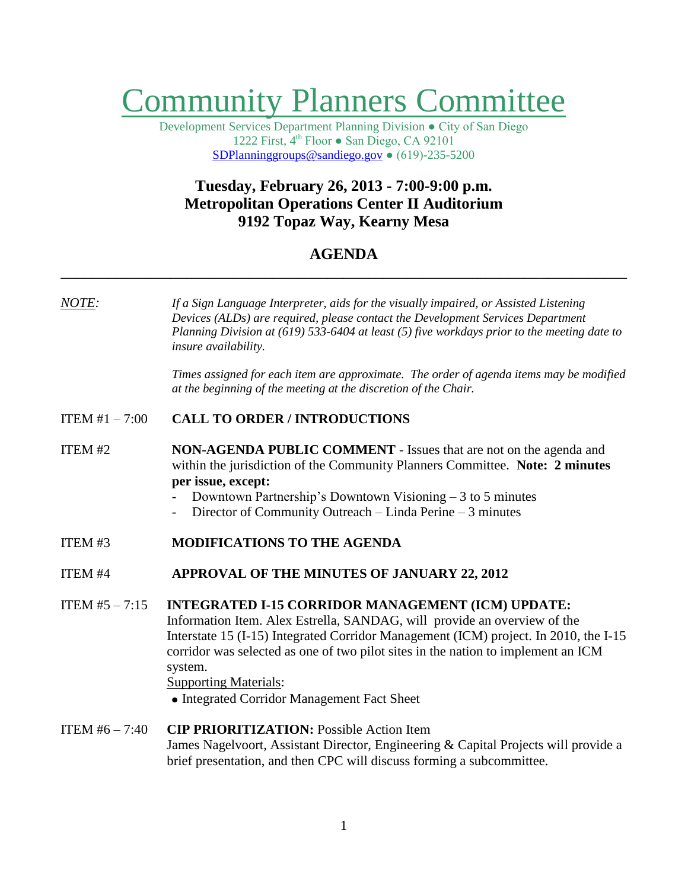# Community Planners Committee

Development Services Department Planning Division ● City of San Diego
1222 First, 4th Floor ● San Diego, CA 92101
SDPlanninggroups@sandiego.gov ● (619)-235-5200

**Tuesday, February 26, 2013 - 7:00-9:00 p.m.**
**Metropolitan Operations Center II Auditorium**
**9192 Topaz Way, Kearny Mesa**

## AGENDA

---

NOTE: *If a Sign Language Interpreter, aids for the visually impaired, or Assisted Listening Devices (ALDs) are required, please contact the Development Services Department Planning Division at (619) 533-6404 at least (5) five workdays prior to the meeting date to insure availability.*

*Times assigned for each item are approximate. The order of agenda items may be modified at the beginning of the meeting at the discretion of the Chair.*

ITEM #1 – 7:00 **CALL TO ORDER / INTRODUCTIONS**

ITEM #2 **NON-AGENDA PUBLIC COMMENT** - Issues that are not on the agenda and within the jurisdiction of the Community Planners Committee. **Note: 2 minutes per issue, except:**

- Downtown Partnership's Downtown Visioning – 3 to 5 minutes
- Director of Community Outreach – Linda Perine – 3 minutes

ITEM #3 **MODIFICATIONS TO THE AGENDA**

ITEM #4 **APPROVAL OF THE MINUTES OF JANUARY 22, 2012**

ITEM #5 – 7:15 **INTEGRATED I-15 CORRIDOR MANAGEMENT (ICM) UPDATE:** Information Item. Alex Estrella, SANDAG, will provide an overview of the Interstate 15 (I-15) Integrated Corridor Management (ICM) project. In 2010, the I-15 corridor was selected as one of two pilot sites in the nation to implement an ICM system.

Supporting Materials:

- Integrated Corridor Management Fact Sheet

ITEM #6 – 7:40 **CIP PRIORITIZATION:** Possible Action Item
James Nagelvoort, Assistant Director, Engineering & Capital Projects will provide a brief presentation, and then CPC will discuss forming a subcommittee.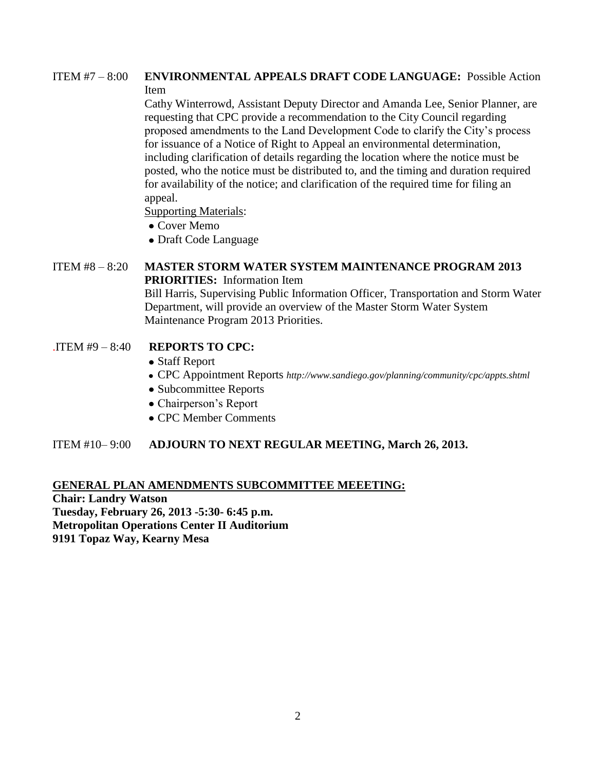ITEM #7 – 8:00 **ENVIRONMENTAL APPEALS DRAFT CODE LANGUAGE:** Possible Action Item

Cathy Winterrowd, Assistant Deputy Director and Amanda Lee, Senior Planner, are requesting that CPC provide a recommendation to the City Council regarding proposed amendments to the Land Development Code to clarify the City's process for issuance of a Notice of Right to Appeal an environmental determination, including clarification of details regarding the location where the notice must be posted, who the notice must be distributed to, and the timing and duration required for availability of the notice; and clarification of the required time for filing an appeal.

Supporting Materials:

- Cover Memo
- Draft Code Language

ITEM #8 – 8:20 **MASTER STORM WATER SYSTEM MAINTENANCE PROGRAM 2013 PRIORITIES:** Information Item

Bill Harris, Supervising Public Information Officer, Transportation and Storm Water Department, will provide an overview of the Master Storm Water System Maintenance Program 2013 Priorities.

.ITEM #9 – 8:40 **REPORTS TO CPC:**

- Staff Report
- CPC Appointment Reports *http://www.sandiego.gov/planning/community/cpc/appts.shtml*
- Subcommittee Reports
- Chairperson's Report
- CPC Member Comments

ITEM #10– 9:00 **ADJOURN TO NEXT REGULAR MEETING, March 26, 2013.**

**GENERAL PLAN AMENDMENTS SUBCOMMITTEE MEEETING:**

**Chair: Landry Watson**
**Tuesday, February 26, 2013 -5:30- 6:45 p.m.**
**Metropolitan Operations Center II Auditorium**
**9191 Topaz Way, Kearny Mesa**